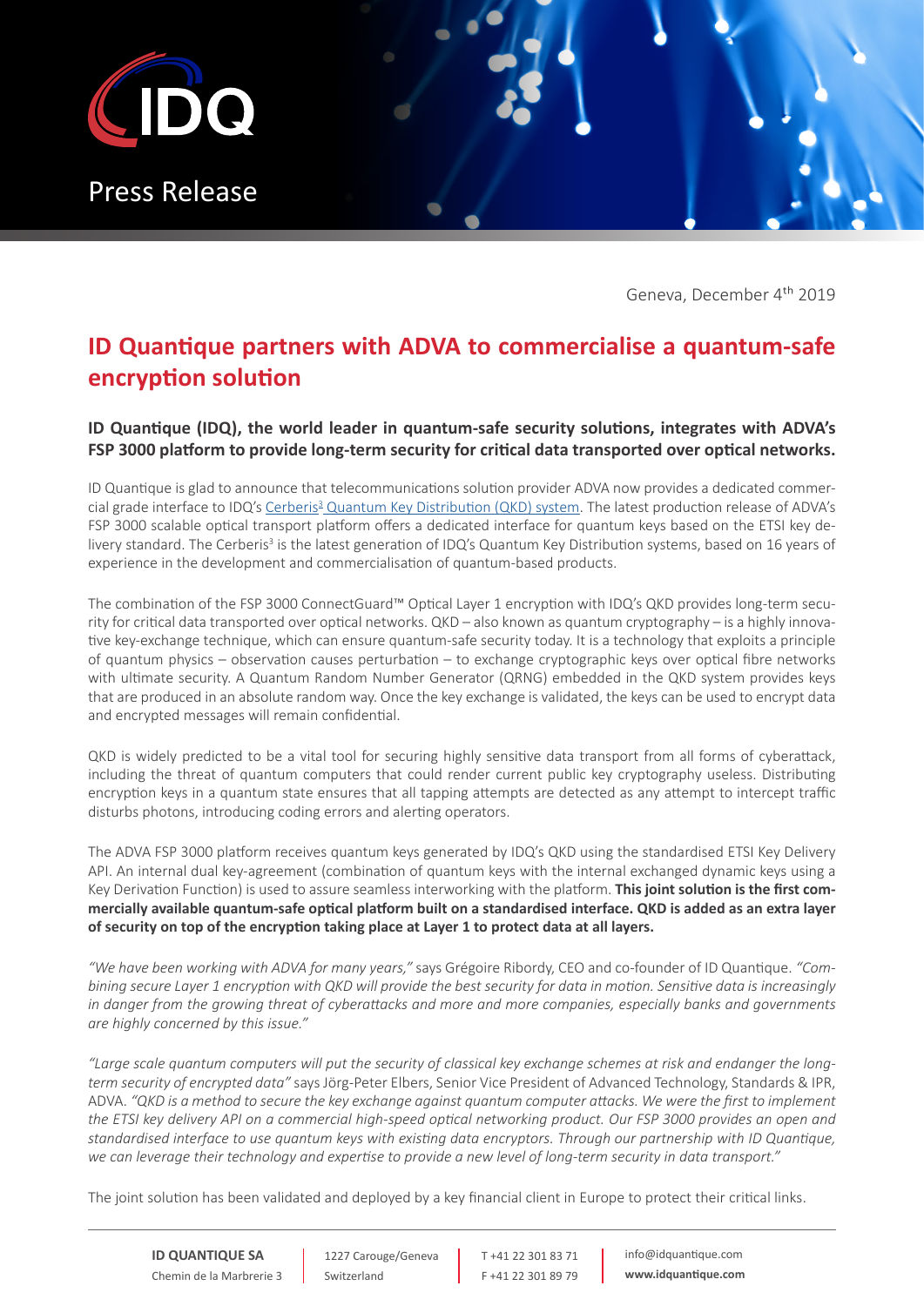Press Release

Geneva, December 4th 2019

# ID Quantique partners with ADVA to commercialise a quantum-safe encryption solution

**ID Quantique (IDQ), the world leader in quantum-safe security solutions, integrates with ADVA's FSP 3000 platform to provide long-term security for critical data transported over optical networks.**

ID Quantique is glad to announce that telecommunications solution provider ADVA now provides a dedicated commercial grade interface to IDQ's Cerberis³ Quantum Key Distribution (QKD) system. The latest production release of ADVA's FSP 3000 scalable optical transport platform offers a dedicated interface for quantum keys based on the ETSI key delivery standard. The Cerberis³ is the latest generation of IDQ's Quantum Key Distribution systems, based on 16 years of experience in the development and commercialisation of quantum-based products.

The combination of the FSP 3000 ConnectGuard™ Optical Layer 1 encryption with IDQ's QKD provides long-term security for critical data transported over optical networks. QKD – also known as quantum cryptography – is a highly innovative key-exchange technique, which can ensure quantum-safe security today. It is a technology that exploits a principle of quantum physics – observation causes perturbation – to exchange cryptographic keys over optical fibre networks with ultimate security. A Quantum Random Number Generator (QRNG) embedded in the QKD system provides keys that are produced in an absolute random way. Once the key exchange is validated, the keys can be used to encrypt data and encrypted messages will remain confidential.

QKD is widely predicted to be a vital tool for securing highly sensitive data transport from all forms of cyberattack, including the threat of quantum computers that could render current public key cryptography useless. Distributing encryption keys in a quantum state ensures that all tapping attempts are detected as any attempt to intercept traffic disturbs photons, introducing coding errors and alerting operators.

The ADVA FSP 3000 platform receives quantum keys generated by IDQ's QKD using the standardised ETSI Key Delivery API. An internal dual key-agreement (combination of quantum keys with the internal exchanged dynamic keys using a Key Derivation Function) is used to assure seamless interworking with the platform. **This joint solution is the first commercially available quantum-safe optical platform built on a standardised interface. QKD is added as an extra layer of security on top of the encryption taking place at Layer 1 to protect data at all layers.**

*"We have been working with ADVA for many years,"* says Grégoire Ribordy, CEO and co-founder of ID Quantique. *"Combining secure Layer 1 encryption with QKD will provide the best security for data in motion. Sensitive data is increasingly in danger from the growing threat of cyberattacks and more and more companies, especially banks and governments are highly concerned by this issue."*

*"Large scale quantum computers will put the security of classical key exchange schemes at risk and endanger the long-term security of encrypted data"* says Jörg-Peter Elbers, Senior Vice President of Advanced Technology, Standards & IPR, ADVA. *"QKD is a method to secure the key exchange against quantum computer attacks. We were the first to implement the ETSI key delivery API on a commercial high-speed optical networking product. Our FSP 3000 provides an open and standardised interface to use quantum keys with existing data encryptors. Through our partnership with ID Quantique, we can leverage their technology and expertise to provide a new level of long-term security in data transport."*

The joint solution has been validated and deployed by a key financial client in Europe to protect their critical links.

**ID QUANTIQUE SA**
Chemin de la Marbrerie 3
1227 Carouge/Geneva
Switzerland
T +41 22 301 83 71
F +41 22 301 89 79
info@idquantique.com
**www.idquantique.com**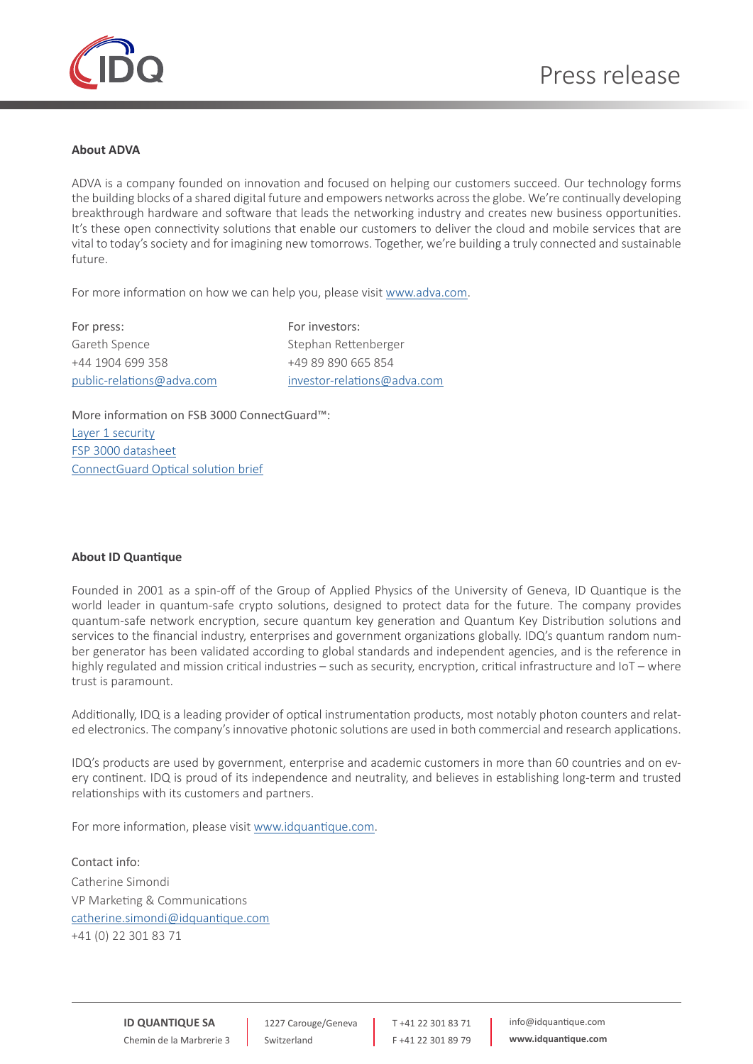## About ADVA

ADVA is a company founded on innovation and focused on helping our customers succeed. Our technology forms the building blocks of a shared digital future and empowers networks across the globe. We're continually developing breakthrough hardware and software that leads the networking industry and creates new business opportunities. It's these open connectivity solutions that enable our customers to deliver the cloud and mobile services that are vital to today's society and for imagining new tomorrows. Together, we're building a truly connected and sustainable future.

For more information on how we can help you, please visit www.adva.com.

For press:
Gareth Spence
+44 1904 699 358
public-relations@adva.com

For investors:
Stephan Rettenberger
+49 89 890 665 854
investor-relations@adva.com

More information on FSB 3000 ConnectGuard™:
Layer 1 security
FSP 3000 datasheet
ConnectGuard Optical solution brief

## About ID Quantique

Founded in 2001 as a spin-off of the Group of Applied Physics of the University of Geneva, ID Quantique is the world leader in quantum-safe crypto solutions, designed to protect data for the future. The company provides quantum-safe network encryption, secure quantum key generation and Quantum Key Distribution solutions and services to the financial industry, enterprises and government organizations globally. IDQ's quantum random number generator has been validated according to global standards and independent agencies, and is the reference in highly regulated and mission critical industries – such as security, encryption, critical infrastructure and IoT – where trust is paramount.

Additionally, IDQ is a leading provider of optical instrumentation products, most notably photon counters and related electronics. The company's innovative photonic solutions are used in both commercial and research applications.

IDQ's products are used by government, enterprise and academic customers in more than 60 countries and on every continent. IDQ is proud of its independence and neutrality, and believes in establishing long-term and trusted relationships with its customers and partners.

For more information, please visit www.idquantique.com.

Contact info:
Catherine Simondi
VP Marketing & Communications
catherine.simondi@idquantique.com
+41 (0) 22 301 83 71